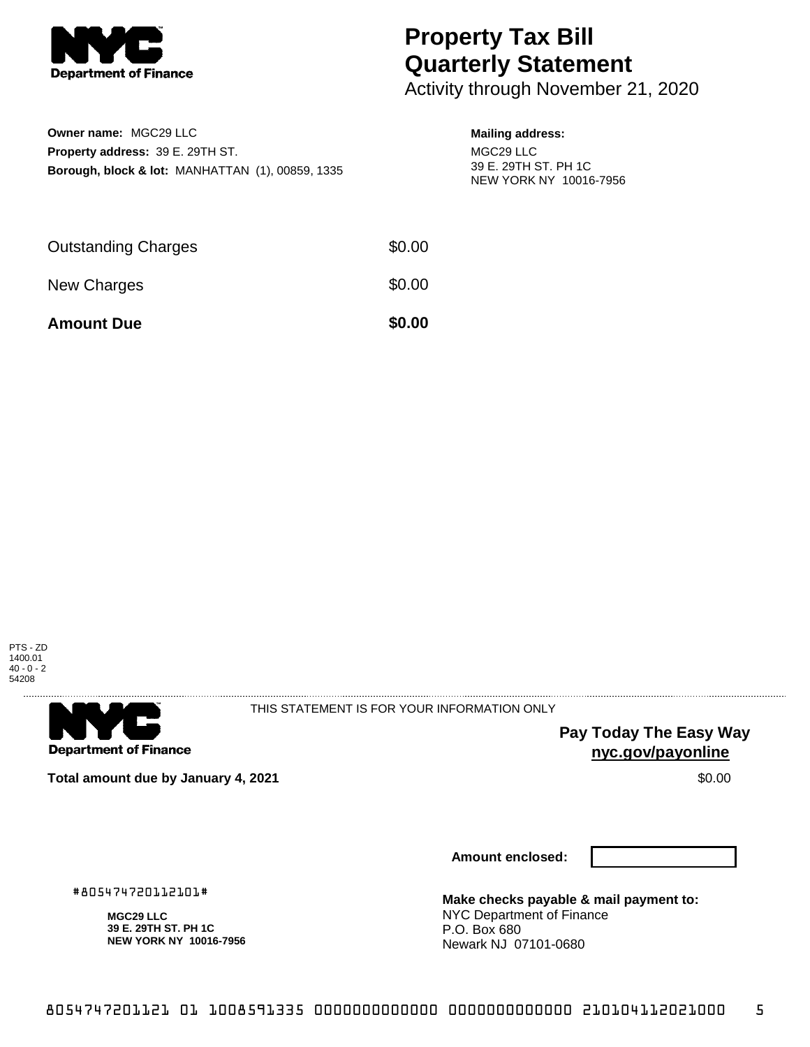Department of Finance

# Property Tax Bill Quarterly Statement

Activity through November 21, 2020

**Owner name:** MGC29 LLC
**Property address:** 39 E. 29TH ST.
**Borough, block & lot:** MANHATTAN (1), 00859, 1335

**Mailing address:**
MGC29 LLC
39 E. 29TH ST. PH 1C
NEW YORK NY 10016-7956

| | |
|---|---|
| Outstanding Charges | $0.00 |
| New Charges | $0.00 |
| **Amount Due** | **$0.00** |

PTS - ZD
1400.01
40 - 0 - 2
54208

Department of Finance

THIS STATEMENT IS FOR YOUR INFORMATION ONLY

**Pay Today The Easy Way**
**nyc.gov/payonline**

**Total amount due by January 4, 2021** $0.00

**Amount enclosed:**

#805474720112101#

**MGC29 LLC**
**39 E. 29TH ST. PH 1C**
**NEW YORK NY 10016-7956**

**Make checks payable & mail payment to:**
NYC Department of Finance
P.O. Box 680
Newark NJ 07101-0680

8054747201121 01 1008591335 0000000000000 0000000000000 210104112021000 5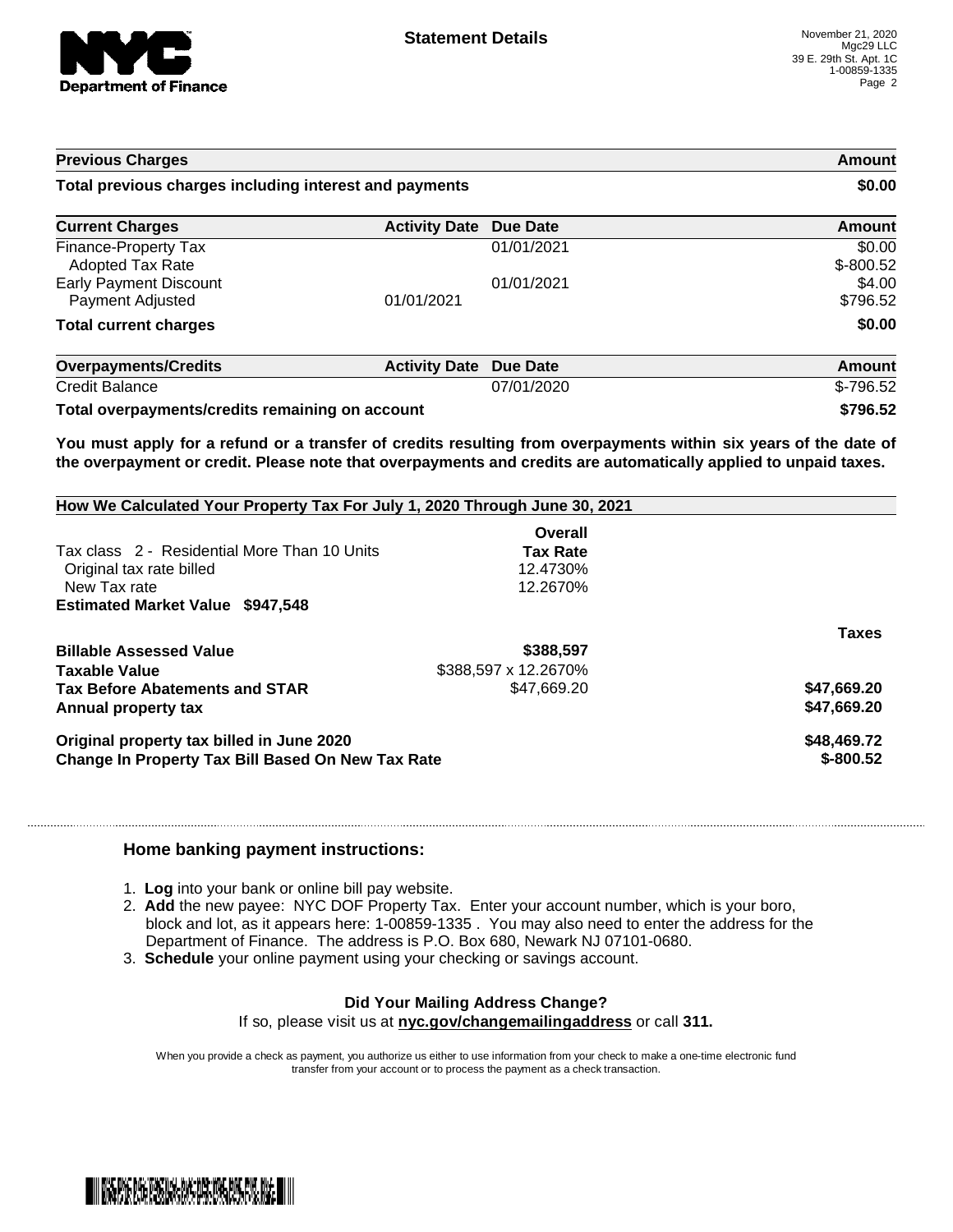# Statement Details

November 21, 2020
Mgc29 LLC
39 E. 29th St. Apt. 1C
1-00859-1335

| Previous Charges | | | Amount |
|---|---|---|---|
| **Total previous charges including interest and payments** | | | **$0.00** |

| Current Charges | Activity Date | Due Date | Amount |
|---|---|---|---|
| Finance-Property Tax | | 01/01/2021 | $0.00 |
| Adopted Tax Rate | | | $-800.52 |
| Early Payment Discount | | 01/01/2021 | $4.00 |
| Payment Adjusted | 01/01/2021 | | $796.52 |
| **Total current charges** | | | **$0.00** |

| Overpayments/Credits | Activity Date | Due Date | Amount |
|---|---|---|---|
| Credit Balance | | 07/01/2020 | $-796.52 |
| **Total overpayments/credits remaining on account** | | | **$796.52** |

**You must apply for a refund or a transfer of credits resulting from overpayments within six years of the date of the overpayment or credit. Please note that overpayments and credits are automatically applied to unpaid taxes.**

## How We Calculated Your Property Tax For July 1, 2020 Through June 30, 2021

| | Overall Tax Rate | |
|---|---|---|
| Tax class 2 - Residential More Than 10 Units | | |
| Original tax rate billed | 12.4730% | |
| New Tax rate | 12.2670% | |
| **Estimated Market Value $947,548** | | |
| | | **Taxes** |
| **Billable Assessed Value** | **$388,597** | |
| **Taxable Value** | $388,597 x 12.2670% | |
| **Tax Before Abatements and STAR** | $47,669.20 | **$47,669.20** |
| **Annual property tax** | | **$47,669.20** |
| **Original property tax billed in June 2020** | | **$48,469.72** |
| **Change In Property Tax Bill Based On New Tax Rate** | | **$-800.52** |

### Home banking payment instructions:

1. **Log** into your bank or online bill pay website.
2. **Add** the new payee: NYC DOF Property Tax. Enter your account number, which is your boro, block and lot, as it appears here: 1-00859-1335 . You may also need to enter the address for the Department of Finance. The address is P.O. Box 680, Newark NJ 07101-0680.
3. **Schedule** your online payment using your checking or savings account.

**Did Your Mailing Address Change?**

If so, please visit us at **nyc.gov/changemailingaddress** or call **311.**

When you provide a check as payment, you authorize us either to use information from your check to make a one-time electronic fund transfer from your account or to process the payment as a check transaction.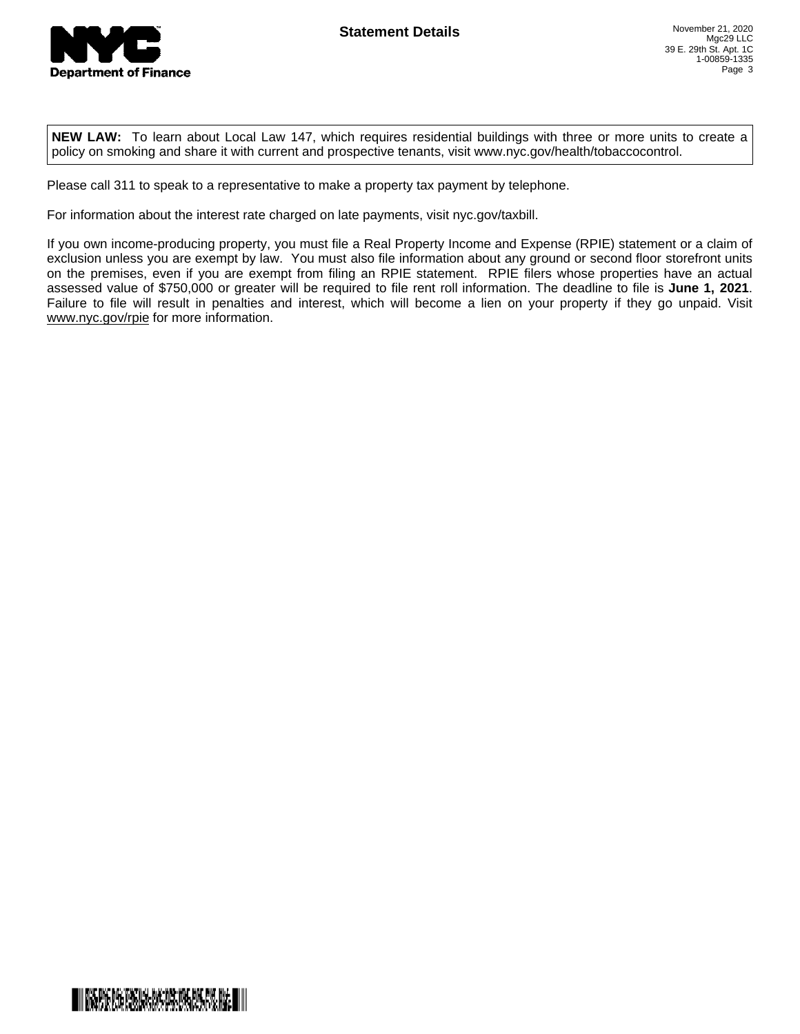**NEW LAW:** To learn about Local Law 147, which requires residential buildings with three or more units to create a policy on smoking and share it with current and prospective tenants, visit www.nyc.gov/health/tobaccocontrol.

Please call 311 to speak to a representative to make a property tax payment by telephone.

For information about the interest rate charged on late payments, visit nyc.gov/taxbill.

If you own income-producing property, you must file a Real Property Income and Expense (RPIE) statement or a claim of exclusion unless you are exempt by law. You must also file information about any ground or second floor storefront units on the premises, even if you are exempt from filing an RPIE statement. RPIE filers whose properties have an actual assessed value of $750,000 or greater will be required to file rent roll information. The deadline to file is **June 1, 2021**. Failure to file will result in penalties and interest, which will become a lien on your property if they go unpaid. Visit www.nyc.gov/rpie for more information.